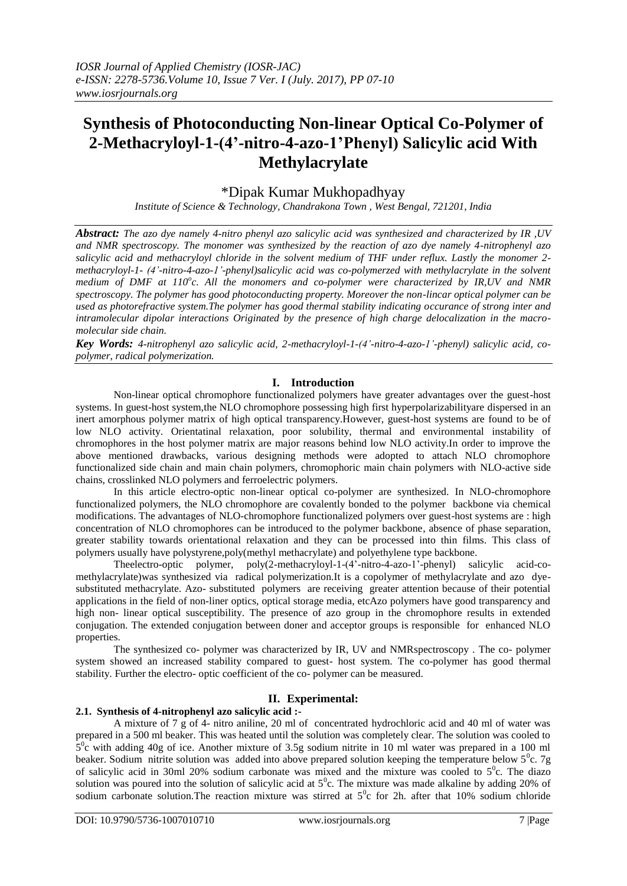# Synthesis of Photoconducting Non-linear Optical Co-Polymer of 2-Methacryloyl-1-(4'-nitro-4-azo-1'Phenyl) Salicylic acid With Methylacrylate

*Dipak Kumar Mukhopadhyay

*Institute of Science & Technology, Chandrakona Town , West Bengal, 721201, India*

***Abstract:*** *The azo dye namely 4-nitro phenyl azo salicylic acid was synthesized and characterized by IR ,UV and NMR spectroscopy. The monomer was synthesized by the reaction of azo dye namely 4-nitrophenyl azo salicylic acid and methacryloyl chloride in the solvent medium of THF under reflux. Lastly the monomer 2-methacryloyl-1- (4'-nitro-4-azo-1'-phenyl)salicylic acid was co-polymerzed with methylacrylate in the solvent medium of DMF at 110$^{o}$c. All the monomers and co-polymer were characterized by IR,UV and NMR spectroscopy. The polymer has good photoconducting property. Moreover the non-lincar optical polymer can be used as photorefractive system.The polymer has good thermal stability indicating occurance of strong inter and intramolecular dipolar interactions Originated by the presence of high charge delocalization in the macro-molecular side chain.*

***Key Words:*** *4-nitrophenyl azo salicylic acid, 2-methacryloyl-1-(4'-nitro-4-azo-1'-phenyl) salicylic acid, co-polymer, radical polymerization.*

## I. Introduction

Non-linear optical chromophore functionalized polymers have greater advantages over the guest-host systems. In guest-host system,the NLO chromophore possessing high first hyperpolarizabilityare dispersed in an inert amorphous polymer matrix of high optical transparency.However, guest-host systems are found to be of low NLO activity. Orientatinal relaxation, poor solubility, thermal and environmental instability of chromophores in the host polymer matrix are major reasons behind low NLO activity.In order to improve the above mentioned drawbacks, various designing methods were adopted to attach NLO chromophore functionalized side chain and main chain polymers, chromophoric main chain polymers with NLO-active side chains, crosslinked NLO polymers and ferroelectric polymers.

In this article electro-optic non-linear optical co-polymer are synthesized. In NLO-chromophore functionalized polymers, the NLO chromophore are covalently bonded to the polymer backbone via chemical modifications. The advantages of NLO-chromophore functionalized polymers over guest-host systems are : high concentration of NLO chromophores can be introduced to the polymer backbone, absence of phase separation, greater stability towards orientational relaxation and they can be processed into thin films. This class of polymers usually have polystyrene,poly(methyl methacrylate) and polyethylene type backbone.

Theelectro-optic polymer, poly(2-methacryloyl-1-(4'-nitro-4-azo-1'-phenyl) salicylic acid-co-methylacrylate)was synthesized via radical polymerization.It is a copolymer of methylacrylate and azo dye-substituted methacrylate. Azo- substituted polymers are receiving greater attention because of their potential applications in the field of non-liner optics, optical storage media, etcAzo polymers have good transparency and high non- linear optical susceptibility. The presence of azo group in the chromophore results in extended conjugation. The extended conjugation between doner and acceptor groups is responsible for enhanced NLO properties.

The synthesized co- polymer was characterized by IR, UV and NMRspectroscopy . The co- polymer system showed an increased stability compared to guest- host system. The co-polymer has good thermal stability. Further the electro- optic coefficient of the co- polymer can be measured.

## II. Experimental:

### 2.1. Synthesis of 4-nitrophenyl azo salicylic acid :-

A mixture of 7 g of 4- nitro aniline, 20 ml of concentrated hydrochloric acid and 40 ml of water was prepared in a 500 ml beaker. This was heated until the solution was completely clear. The solution was cooled to 5$^{0}$c with adding 40g of ice. Another mixture of 3.5g sodium nitrite in 10 ml water was prepared in a 100 ml beaker. Sodium nitrite solution was added into above prepared solution keeping the temperature below 5$^{0}$c. 7g of salicylic acid in 30ml 20% sodium carbonate was mixed and the mixture was cooled to 5$^{0}$c. The diazo solution was poured into the solution of salicylic acid at 5$^{0}$c. The mixture was made alkaline by adding 20% of sodium carbonate solution.The reaction mixture was stirred at 5$^{0}$c for 2h. after that 10% sodium chloride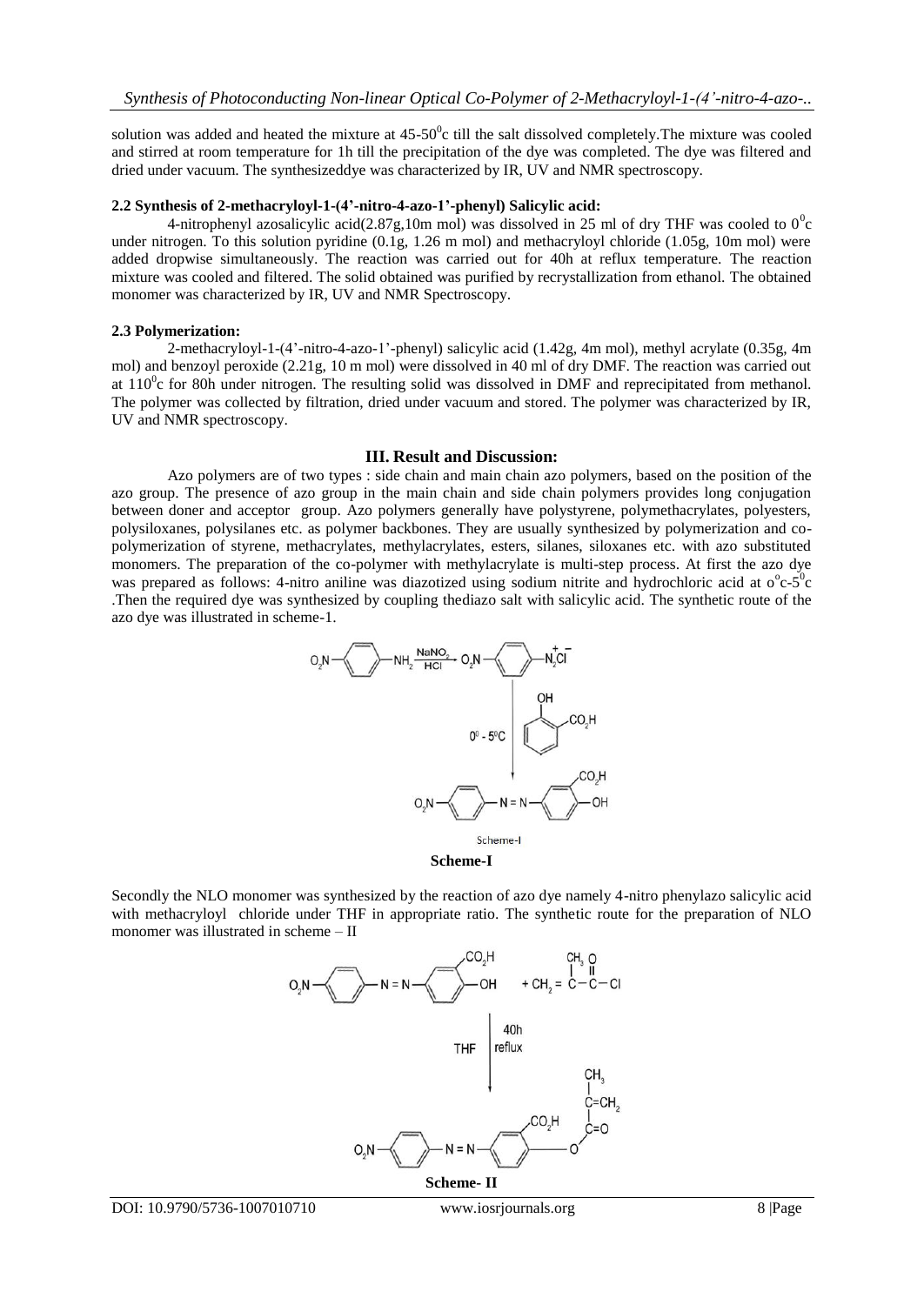solution was added and heated the mixture at 45-50$^0$c till the salt dissolved completely.The mixture was cooled and stirred at room temperature for 1h till the precipitation of the dye was completed. The dye was filtered and dried under vacuum. The synthesizeddye was characterized by IR, UV and NMR spectroscopy.

### 2.2 Synthesis of 2-methacryloyl-1-(4'-nitro-4-azo-1'-phenyl) Salicylic acid:

4-nitrophenyl azosalicylic acid(2.87g,10m mol) was dissolved in 25 ml of dry THF was cooled to 0$^0$c under nitrogen. To this solution pyridine (0.1g, 1.26 m mol) and methacryloyl chloride (1.05g, 10m mol) were added dropwise simultaneously. The reaction was carried out for 40h at reflux temperature. The reaction mixture was cooled and filtered. The solid obtained was purified by recrystallization from ethanol. The obtained monomer was characterized by IR, UV and NMR Spectroscopy.

### 2.3 Polymerization:

2-methacryloyl-1-(4'-nitro-4-azo-1'-phenyl) salicylic acid (1.42g, 4m mol), methyl acrylate (0.35g, 4m mol) and benzoyl peroxide (2.21g, 10 m mol) were dissolved in 40 ml of dry DMF. The reaction was carried out at 110$^0$c for 80h under nitrogen. The resulting solid was dissolved in DMF and reprecipitated from methanol. The polymer was collected by filtration, dried under vacuum and stored. The polymer was characterized by IR, UV and NMR spectroscopy.

## III. Result and Discussion:

Azo polymers are of two types : side chain and main chain azo polymers, based on the position of the azo group. The presence of azo group in the main chain and side chain polymers provides long conjugation between doner and acceptor group. Azo polymers generally have polystyrene, polymethacrylates, polyesters, polysiloxanes, polysilanes etc. as polymer backbones. They are usually synthesized by polymerization and co-polymerization of styrene, methacrylates, methylacrylates, esters, silanes, siloxanes etc. with azo substituted monomers. The preparation of the co-polymer with methylacrylate is multi-step process. At first the azo dye was prepared as follows: 4-nitro aniline was diazotized using sodium nitrite and hydrochloric acid at o$^o$c-5$^0$c .Then the required dye was synthesized by coupling thediazo salt with salicylic acid. The synthetic route of the azo dye was illustrated in scheme-1.

**Scheme-I**

Secondly the NLO monomer was synthesized by the reaction of azo dye namely 4-nitro phenylazo salicylic acid with methacryloyl chloride under THF in appropriate ratio. The synthetic route for the preparation of NLO monomer was illustrated in scheme – II

**Scheme- II**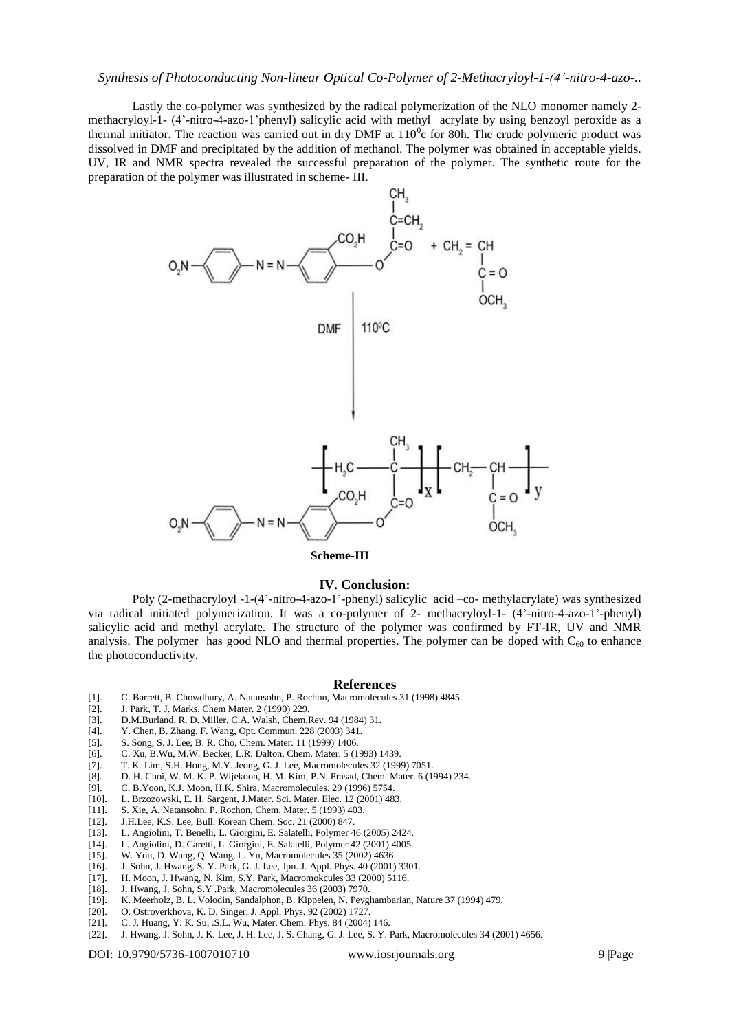Lastly the co-polymer was synthesized by the radical polymerization of the NLO monomer namely 2-methacryloyl-1- (4'-nitro-4-azo-1'phenyl) salicylic acid with methyl acrylate by using benzoyl peroxide as a thermal initiator. The reaction was carried out in dry DMF at $110^0$c for 80h. The crude polymeric product was dissolved in DMF and precipitated by the addition of methanol. The polymer was obtained in acceptable yields. UV, IR and NMR spectra revealed the successful preparation of the polymer. The synthetic route for the preparation of the polymer was illustrated in scheme- III.

**Scheme-III**

## IV. Conclusion:

Poly (2-methacryloyl -1-(4'-nitro-4-azo-1'-phenyl) salicylic acid –co- methylacrylate) was synthesized via radical initiated polymerization. It was a co-polymer of 2- methacryloyl-1- (4'-nitro-4-azo-1'-phenyl) salicylic acid and methyl acrylate. The structure of the polymer was confirmed by FT-IR, UV and NMR analysis. The polymer has good NLO and thermal properties. The polymer can be doped with $C_{60}$ to enhance the photoconductivity.

## References

[1]. C. Barrett, B. Chowdhury, A. Natansohn, P. Rochon, Macromolecules 31 (1998) 4845.
[2]. J. Park, T. J. Marks, Chem Mater. 2 (1990) 229.
[3]. D.M.Burland, R. D. Miller, C.A. Walsh, Chem.Rev. 94 (1984) 31.
[4]. Y. Chen, B. Zhang, F. Wang, Opt. Commun. 228 (2003) 341.
[5]. S. Song, S. J. Lee, B. R. Cho, Chem. Mater. 11 (1999) 1406.
[6]. C. Xu, B.Wu, M.W. Becker, L.R. Dalton, Chem. Mater. 5 (1993) 1439.
[7]. T. K. Lim, S.H. Hong, M.Y. Jeong, G. J. Lee, Macromolecules 32 (1999) 7051.
[8]. D. H. Choi, W. M. K. P. Wijekoon, H. M. Kim, P.N. Prasad, Chem. Mater. 6 (1994) 234.
[9]. C. B.Yoon, K.J. Moon, H.K. Shira, Macromolecules. 29 (1996) 5754.
[10]. L. Brzozowski, E. H. Sargent, J.Mater. Sci. Mater. Elec. 12 (2001) 483.
[11]. S. Xie, A. Natansohn, P. Rochon, Chem. Mater. 5 (1993) 403.
[12]. J.H.Lee, K.S. Lee, Bull. Korean Chem. Soc. 21 (2000) 847.
[13]. L. Angiolini, T. Benelli, L. Giorgini, E. Salatelli, Polymer 46 (2005) 2424.
[14]. L. Angiolini, D. Caretti, L. Giorgini, E. Salatelli, Polymer 42 (2001) 4005.
[15]. W. You, D. Wang, Q. Wang, L. Yu, Macromolecules 35 (2002) 4636.
[16]. J. Sohn, J. Hwang, S. Y. Park, G. J. Lee, Jpn. J. Appl. Phys. 40 (2001) 3301.
[17]. H. Moon, J. Hwang, N. Kim, S.Y. Park, Macromokcules 33 (2000) 5116.
[18]. J. Hwang, J. Sohn, S.Y .Park, Macromolecules 36 (2003) 7970.
[19]. K. Meerholz, B. L. Volodin, Sandalphon, B. Kippelen, N. Peyghambarian, Nature 37 (1994) 479.
[20]. O. Ostroverkhova, K. D. Singer, J. Appl. Phys. 92 (2002) 1727.
[21]. C. J. Huang, Y. K. Su, .S.L. Wu, Mater. Chem. Phys. 84 (2004) 146.
[22]. J. Hwang, J. Sohn, J. K. Lee, J. H. Lee, J. S. Chang, G. J. Lee, S. Y. Park, Macromolecules 34 (2001) 4656.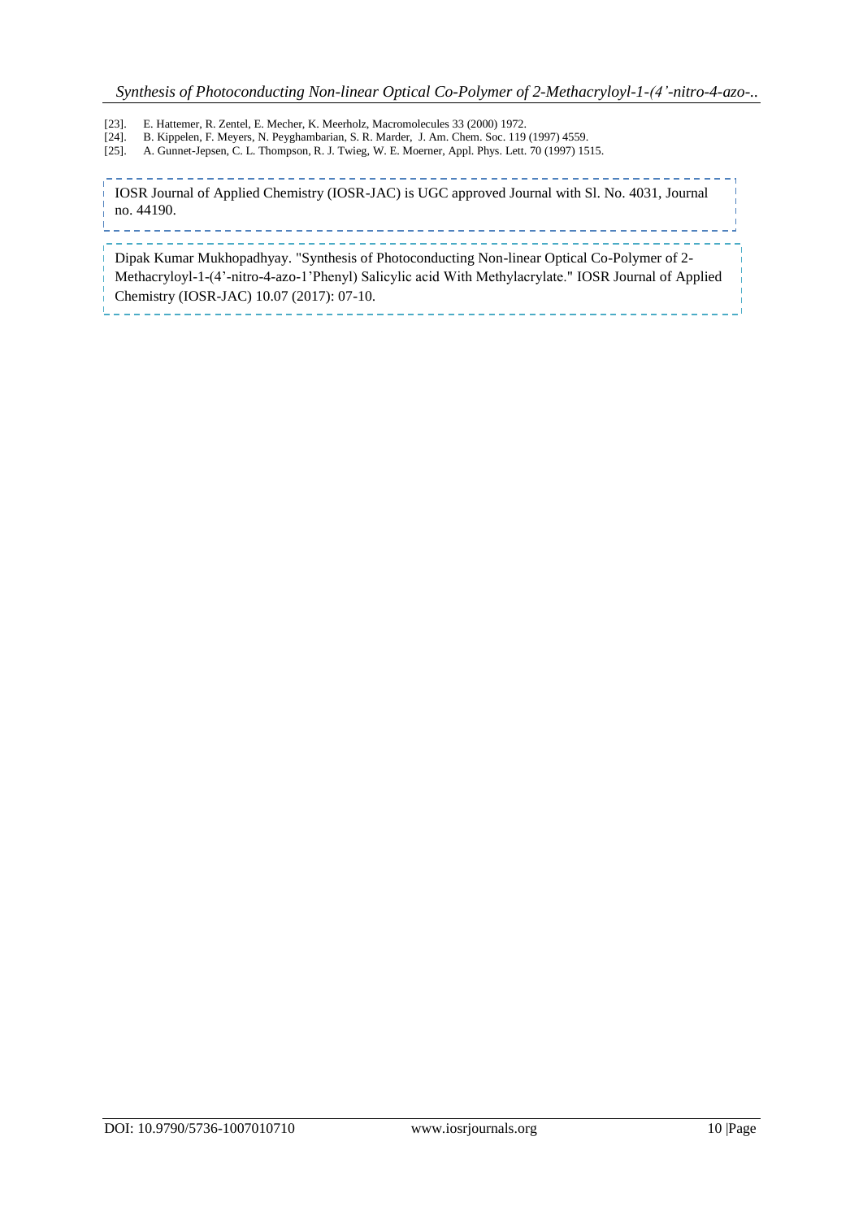[23]. E. Hattemer, R. Zentel, E. Mecher, K. Meerholz, Macromolecules 33 (2000) 1972.
[24]. B. Kippelen, F. Meyers, N. Peyghambarian, S. R. Marder, J. Am. Chem. Soc. 119 (1997) 4559.
[25]. A. Gunnet-Jepsen, C. L. Thompson, R. J. Twieg, W. E. Moerner, Appl. Phys. Lett. 70 (1997) 1515.

IOSR Journal of Applied Chemistry (IOSR-JAC) is UGC approved Journal with Sl. No. 4031, Journal no. 44190.

Dipak Kumar Mukhopadhyay. "Synthesis of Photoconducting Non-linear Optical Co-Polymer of 2-Methacryloyl-1-(4'-nitro-4-azo-1'Phenyl) Salicylic acid With Methylacrylate." IOSR Journal of Applied Chemistry (IOSR-JAC) 10.07 (2017): 07-10.